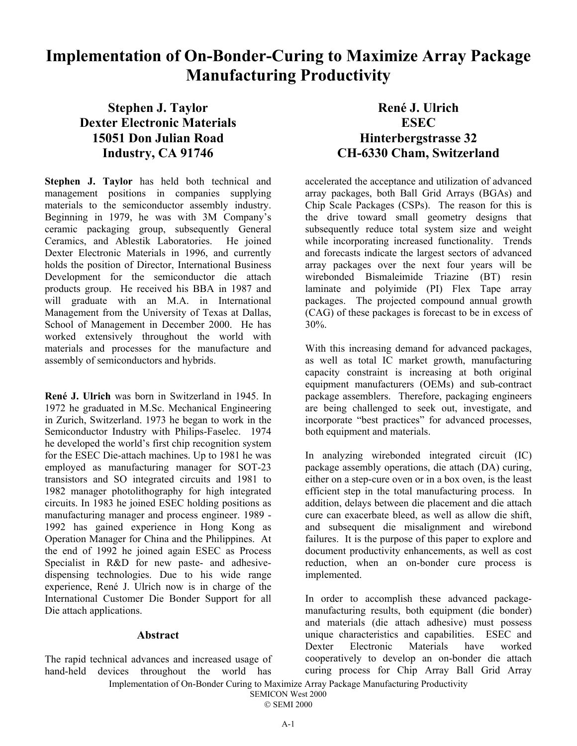# Implementation of On-Bonder-Curing to Maximize Array Package Manufacturing Productivity

**Stephen J. Taylor**
**Dexter Electronic Materials**
**15051 Don Julian Road**
**Industry, CA 91746**

**René J. Ulrich**
**ESEC**
**Hinterbergstrasse 32**
**CH-6330 Cham, Switzerland**

**Stephen J. Taylor** has held both technical and management positions in companies supplying materials to the semiconductor assembly industry. Beginning in 1979, he was with 3M Company's ceramic packaging group, subsequently General Ceramics, and Ablestik Laboratories. He joined Dexter Electronic Materials in 1996, and currently holds the position of Director, International Business Development for the semiconductor die attach products group. He received his BBA in 1987 and will graduate with an M.A. in International Management from the University of Texas at Dallas, School of Management in December 2000. He has worked extensively throughout the world with materials and processes for the manufacture and assembly of semiconductors and hybrids.

**René J. Ulrich** was born in Switzerland in 1945. In 1972 he graduated in M.Sc. Mechanical Engineering in Zurich, Switzerland. 1973 he began to work in the Semiconductor Industry with Philips-Faselec. 1974 he developed the world's first chip recognition system for the ESEC Die-attach machines. Up to 1981 he was employed as manufacturing manager for SOT-23 transistors and SO integrated circuits and 1981 to 1982 manager photolithography for high integrated circuits. In 1983 he joined ESEC holding positions as manufacturing manager and process engineer. 1989 - 1992 has gained experience in Hong Kong as Operation Manager for China and the Philippines. At the end of 1992 he joined again ESEC as Process Specialist in R&D for new paste- and adhesive-dispensing technologies. Due to his wide range experience, René J. Ulrich now is in charge of the International Customer Die Bonder Support for all Die attach applications.

## Abstract

The rapid technical advances and increased usage of hand-held devices throughout the world has accelerated the acceptance and utilization of advanced array packages, both Ball Grid Arrays (BGAs) and Chip Scale Packages (CSPs). The reason for this is the drive toward small geometry designs that subsequently reduce total system size and weight while incorporating increased functionality. Trends and forecasts indicate the largest sectors of advanced array packages over the next four years will be wirebonded Bismaleimide Triazine (BT) resin laminate and polyimide (PI) Flex Tape array packages. The projected compound annual growth (CAG) of these packages is forecast to be in excess of 30%.

With this increasing demand for advanced packages, as well as total IC market growth, manufacturing capacity constraint is increasing at both original equipment manufacturers (OEMs) and sub-contract package assemblers. Therefore, packaging engineers are being challenged to seek out, investigate, and incorporate "best practices" for advanced processes, both equipment and materials.

In analyzing wirebonded integrated circuit (IC) package assembly operations, die attach (DA) curing, either on a step-cure oven or in a box oven, is the least efficient step in the total manufacturing process. In addition, delays between die placement and die attach cure can exacerbate bleed, as well as allow die shift, and subsequent die misalignment and wirebond failures. It is the purpose of this paper to explore and document productivity enhancements, as well as cost reduction, when an on-bonder cure process is implemented.

In order to accomplish these advanced package-manufacturing results, both equipment (die bonder) and materials (die attach adhesive) must possess unique characteristics and capabilities. ESEC and Dexter Electronic Materials have worked cooperatively to develop an on-bonder die attach curing process for Chip Array Ball Grid Array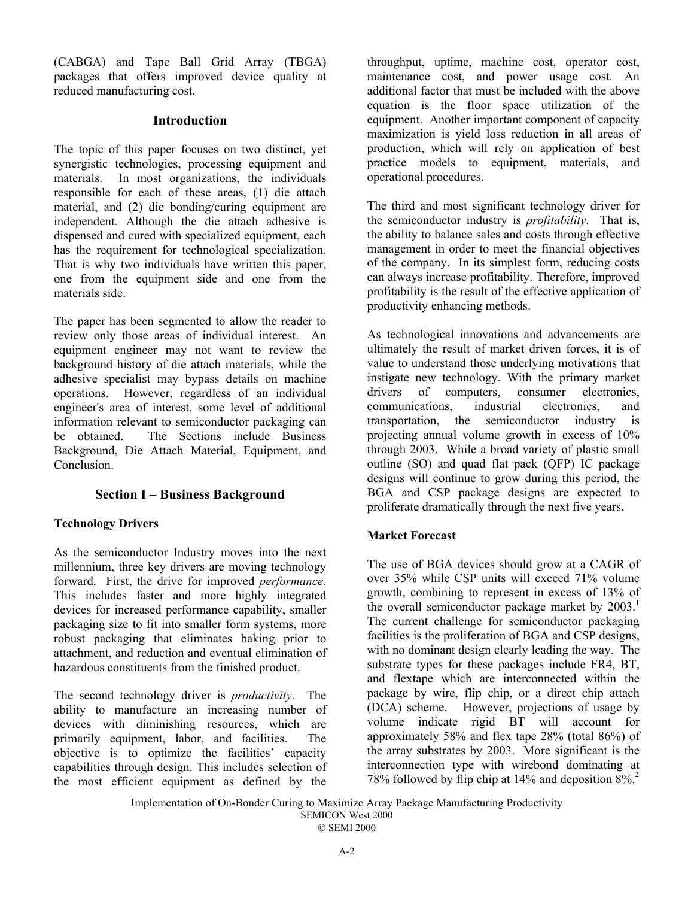(CABGA) and Tape Ball Grid Array (TBGA) packages that offers improved device quality at reduced manufacturing cost.

## Introduction

The topic of this paper focuses on two distinct, yet synergistic technologies, processing equipment and materials. In most organizations, the individuals responsible for each of these areas, (1) die attach material, and (2) die bonding/curing equipment are independent. Although the die attach adhesive is dispensed and cured with specialized equipment, each has the requirement for technological specialization. That is why two individuals have written this paper, one from the equipment side and one from the materials side.

The paper has been segmented to allow the reader to review only those areas of individual interest. An equipment engineer may not want to review the background history of die attach materials, while the adhesive specialist may bypass details on machine operations. However, regardless of an individual engineer's area of interest, some level of additional information relevant to semiconductor packaging can be obtained. The Sections include Business Background, Die Attach Material, Equipment, and Conclusion.

## Section I – Business Background

### Technology Drivers

As the semiconductor Industry moves into the next millennium, three key drivers are moving technology forward. First, the drive for improved *performance*. This includes faster and more highly integrated devices for increased performance capability, smaller packaging size to fit into smaller form systems, more robust packaging that eliminates baking prior to attachment, and reduction and eventual elimination of hazardous constituents from the finished product.

The second technology driver is *productivity*. The ability to manufacture an increasing number of devices with diminishing resources, which are primarily equipment, labor, and facilities. The objective is to optimize the facilities' capacity capabilities through design. This includes selection of the most efficient equipment as defined by the throughput, uptime, machine cost, operator cost, maintenance cost, and power usage cost. An additional factor that must be included with the above equation is the floor space utilization of the equipment. Another important component of capacity maximization is yield loss reduction in all areas of production, which will rely on application of best practice models to equipment, materials, and operational procedures.

The third and most significant technology driver for the semiconductor industry is *profitability*. That is, the ability to balance sales and costs through effective management in order to meet the financial objectives of the company. In its simplest form, reducing costs can always increase profitability. Therefore, improved profitability is the result of the effective application of productivity enhancing methods.

As technological innovations and advancements are ultimately the result of market driven forces, it is of value to understand those underlying motivations that instigate new technology. With the primary market drivers of computers, consumer electronics, communications, industrial electronics, and transportation, the semiconductor industry is projecting annual volume growth in excess of 10% through 2003. While a broad variety of plastic small outline (SO) and quad flat pack (QFP) IC package designs will continue to grow during this period, the BGA and CSP package designs are expected to proliferate dramatically through the next five years.

### Market Forecast

The use of BGA devices should grow at a CAGR of over 35% while CSP units will exceed 71% volume growth, combining to represent in excess of 13% of the overall semiconductor package market by 2003.[1] The current challenge for semiconductor packaging facilities is the proliferation of BGA and CSP designs, with no dominant design clearly leading the way. The substrate types for these packages include FR4, BT, and flextape which are interconnected within the package by wire, flip chip, or a direct chip attach (DCA) scheme. However, projections of usage by volume indicate rigid BT will account for approximately 58% and flex tape 28% (total 86%) of the array substrates by 2003. More significant is the interconnection type with wirebond dominating at 78% followed by flip chip at 14% and deposition 8%.[2]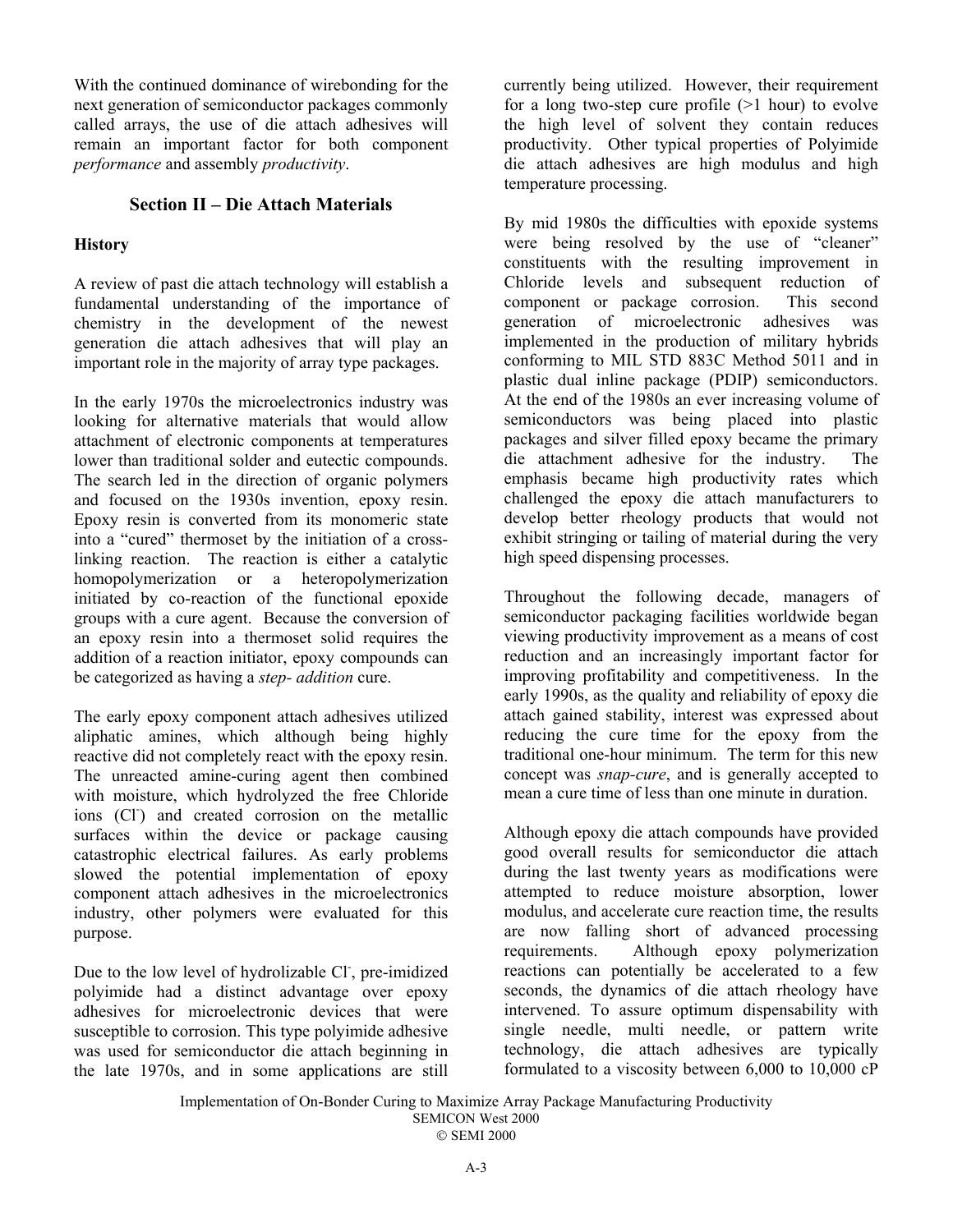With the continued dominance of wirebonding for the next generation of semiconductor packages commonly called arrays, the use of die attach adhesives will remain an important factor for both component *performance* and assembly *productivity*.

## Section II – Die Attach Materials

### History

A review of past die attach technology will establish a fundamental understanding of the importance of chemistry in the development of the newest generation die attach adhesives that will play an important role in the majority of array type packages.

In the early 1970s the microelectronics industry was looking for alternative materials that would allow attachment of electronic components at temperatures lower than traditional solder and eutectic compounds. The search led in the direction of organic polymers and focused on the 1930s invention, epoxy resin. Epoxy resin is converted from its monomeric state into a "cured" thermoset by the initiation of a cross-linking reaction. The reaction is either a catalytic homopolymerization or a heteropolymerization initiated by co-reaction of the functional epoxide groups with a cure agent. Because the conversion of an epoxy resin into a thermoset solid requires the addition of a reaction initiator, epoxy compounds can be categorized as having a *step- addition* cure.

The early epoxy component attach adhesives utilized aliphatic amines, which although being highly reactive did not completely react with the epoxy resin. The unreacted amine-curing agent then combined with moisture, which hydrolyzed the free Chloride ions ($Cl^-$) and created corrosion on the metallic surfaces within the device or package causing catastrophic electrical failures. As early problems slowed the potential implementation of epoxy component attach adhesives in the microelectronics industry, other polymers were evaluated for this purpose.

Due to the low level of hydrolizable $Cl^-$, pre-imidized polyimide had a distinct advantage over epoxy adhesives for microelectronic devices that were susceptible to corrosion. This type polyimide adhesive was used for semiconductor die attach beginning in the late 1970s, and in some applications are still currently being utilized. However, their requirement for a long two-step cure profile (>1 hour) to evolve the high level of solvent they contain reduces productivity. Other typical properties of Polyimide die attach adhesives are high modulus and high temperature processing.

By mid 1980s the difficulties with epoxide systems were being resolved by the use of "cleaner" constituents with the resulting improvement in Chloride levels and subsequent reduction of component or package corrosion. This second generation of microelectronic adhesives was implemented in the production of military hybrids conforming to MIL STD 883C Method 5011 and in plastic dual inline package (PDIP) semiconductors. At the end of the 1980s an ever increasing volume of semiconductors was being placed into plastic packages and silver filled epoxy became the primary die attachment adhesive for the industry. The emphasis became high productivity rates which challenged the epoxy die attach manufacturers to develop better rheology products that would not exhibit stringing or tailing of material during the very high speed dispensing processes.

Throughout the following decade, managers of semiconductor packaging facilities worldwide began viewing productivity improvement as a means of cost reduction and an increasingly important factor for improving profitability and competitiveness. In the early 1990s, as the quality and reliability of epoxy die attach gained stability, interest was expressed about reducing the cure time for the epoxy from the traditional one-hour minimum. The term for this new concept was *snap-cure*, and is generally accepted to mean a cure time of less than one minute in duration.

Although epoxy die attach compounds have provided good overall results for semiconductor die attach during the last twenty years as modifications were attempted to reduce moisture absorption, lower modulus, and accelerate cure reaction time, the results are now falling short of advanced processing requirements. Although epoxy polymerization reactions can potentially be accelerated to a few seconds, the dynamics of die attach rheology have intervened. To assure optimum dispensability with single needle, multi needle, or pattern write technology, die attach adhesives are typically formulated to a viscosity between 6,000 to 10,000 cP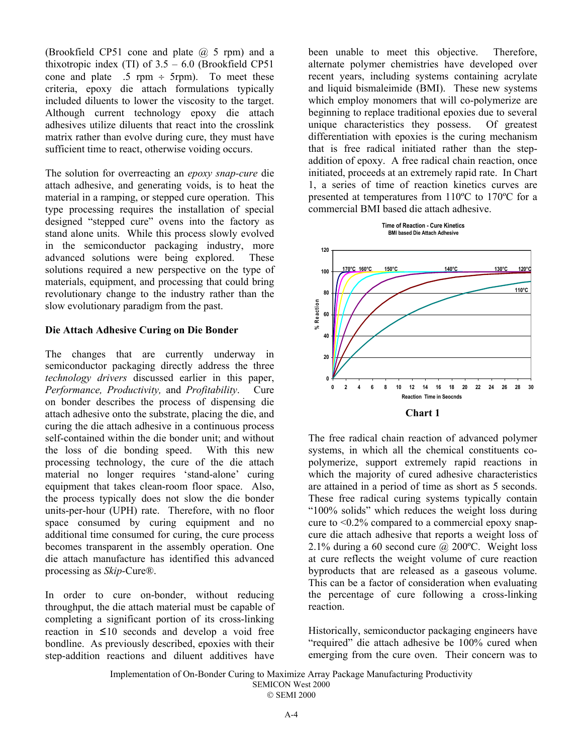(Brookfield CP51 cone and plate @ 5 rpm) and a thixotropic index (TI) of 3.5 – 6.0 (Brookfield CP51 cone and plate .5 rpm ÷ 5rpm). To meet these criteria, epoxy die attach formulations typically included diluents to lower the viscosity to the target. Although current technology epoxy die attach adhesives utilize diluents that react into the crosslink matrix rather than evolve during cure, they must have sufficient time to react, otherwise voiding occurs.

The solution for overreacting an *epoxy snap-cure* die attach adhesive, and generating voids, is to heat the material in a ramping, or stepped cure operation. This type processing requires the installation of special designed "stepped cure" ovens into the factory as stand alone units. While this process slowly evolved in the semiconductor packaging industry, more advanced solutions were being explored. These solutions required a new perspective on the type of materials, equipment, and processing that could bring revolutionary change to the industry rather than the slow evolutionary paradigm from the past.

**Die Attach Adhesive Curing on Die Bonder**

The changes that are currently underway in semiconductor packaging directly address the three *technology drivers* discussed earlier in this paper, *Performance, Productivity,* and *Profitability*. Cure on bonder describes the process of dispensing die attach adhesive onto the substrate, placing the die, and curing the die attach adhesive in a continuous process self-contained within the die bonder unit; and without the loss of die bonding speed. With this new processing technology, the cure of the die attach material no longer requires 'stand-alone' curing equipment that takes clean-room floor space. Also, the process typically does not slow the die bonder units-per-hour (UPH) rate. Therefore, with no floor space consumed by curing equipment and no additional time consumed for curing, the cure process becomes transparent in the assembly operation. One die attach manufacture has identified this advanced processing as *Skip*-Cure®.

In order to cure on-bonder, without reducing throughput, the die attach material must be capable of completing a significant portion of its cross-linking reaction in ≤10 seconds and develop a void free bondline. As previously described, epoxies with their step-addition reactions and diluent additives have been unable to meet this objective. Therefore, alternate polymer chemistries have developed over recent years, including systems containing acrylate and liquid bismaleimide (BMI). These new systems which employ monomers that will co-polymerize are beginning to replace traditional epoxies due to several unique characteristics they possess. Of greatest differentiation with epoxies is the curing mechanism that is free radical initiated rather than the step-addition of epoxy. A free radical chain reaction, once initiated, proceeds at an extremely rapid rate. In Chart 1, a series of time of reaction kinetics curves are presented at temperatures from 110ºC to 170ºC for a commercial BMI based die attach adhesive.

**Chart 1**

The free radical chain reaction of advanced polymer systems, in which all the chemical constituents co-polymerize, support extremely rapid reactions in which the majority of cured adhesive characteristics are attained in a period of time as short as 5 seconds. These free radical curing systems typically contain "100% solids" which reduces the weight loss during cure to <0.2% compared to a commercial epoxy snap-cure die attach adhesive that reports a weight loss of 2.1% during a 60 second cure @ 200ºC. Weight loss at cure reflects the weight volume of cure reaction byproducts that are released as a gaseous volume. This can be a factor of consideration when evaluating the percentage of cure following a cross-linking reaction.

Historically, semiconductor packaging engineers have "required" die attach adhesive be 100% cured when emerging from the cure oven. Their concern was to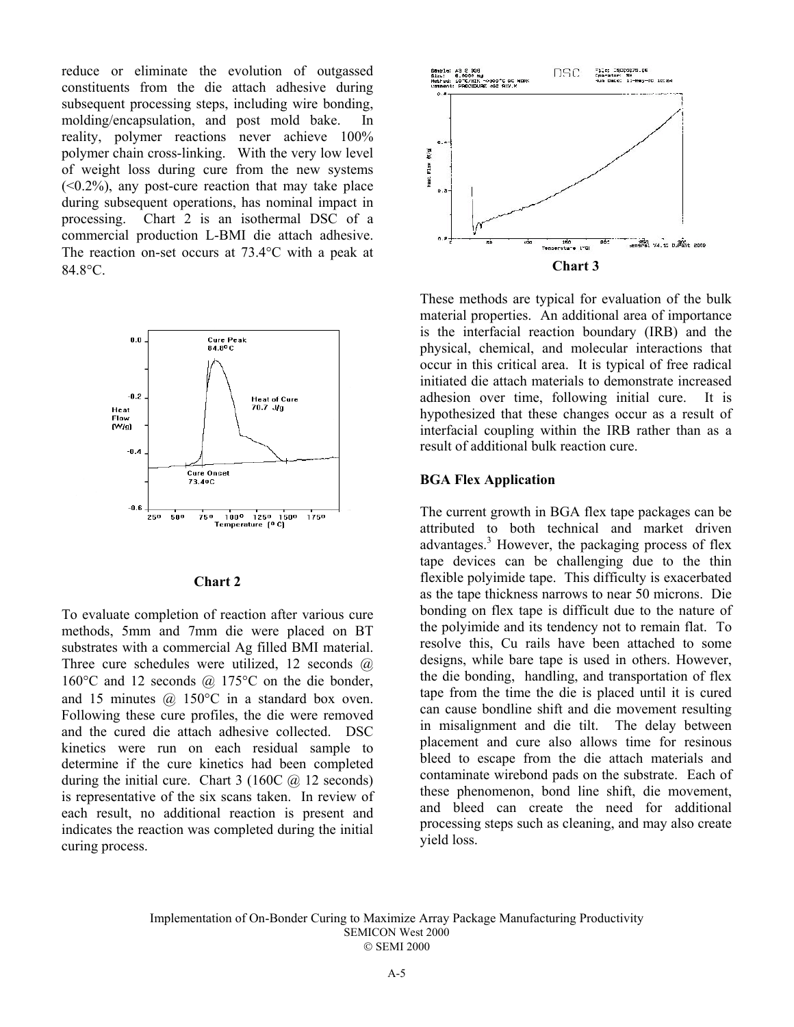reduce or eliminate the evolution of outgassed constituents from the die attach adhesive during subsequent processing steps, including wire bonding, molding/encapsulation, and post mold bake. In reality, polymer reactions never achieve 100% polymer chain cross-linking. With the very low level of weight loss during cure from the new systems (<0.2%), any post-cure reaction that may take place during subsequent operations, has nominal impact in processing. Chart 2 is an isothermal DSC of a commercial production L-BMI die attach adhesive. The reaction on-set occurs at 73.4°C with a peak at 84.8°C.

**Chart 2**

To evaluate completion of reaction after various cure methods, 5mm and 7mm die were placed on BT substrates with a commercial Ag filled BMI material. Three cure schedules were utilized, 12 seconds @ 160°C and 12 seconds @ 175°C on the die bonder, and 15 minutes @ 150°C in a standard box oven. Following these cure profiles, the die were removed and the cured die attach adhesive collected. DSC kinetics were run on each residual sample to determine if the cure kinetics had been completed during the initial cure. Chart 3 (160C @ 12 seconds) is representative of the six scans taken. In review of each result, no additional reaction is present and indicates the reaction was completed during the initial curing process.

**Chart 3**

These methods are typical for evaluation of the bulk material properties. An additional area of importance is the interfacial reaction boundary (IRB) and the physical, chemical, and molecular interactions that occur in this critical area. It is typical of free radical initiated die attach materials to demonstrate increased adhesion over time, following initial cure. It is hypothesized that these changes occur as a result of interfacial coupling within the IRB rather than as a result of additional bulk reaction cure.

**BGA Flex Application**

The current growth in BGA flex tape packages can be attributed to both technical and market driven advantages.[3] However, the packaging process of flex tape devices can be challenging due to the thin flexible polyimide tape. This difficulty is exacerbated as the tape thickness narrows to near 50 microns. Die bonding on flex tape is difficult due to the nature of the polyimide and its tendency not to remain flat. To resolve this, Cu rails have been attached to some designs, while bare tape is used in others. However, the die bonding, handling, and transportation of flex tape from the time the die is placed until it is cured can cause bondline shift and die movement resulting in misalignment and die tilt. The delay between placement and cure also allows time for resinous bleed to escape from the die attach materials and contaminate wirebond pads on the substrate. Each of these phenomenon, bond line shift, die movement, and bleed can create the need for additional processing steps such as cleaning, and may also create yield loss.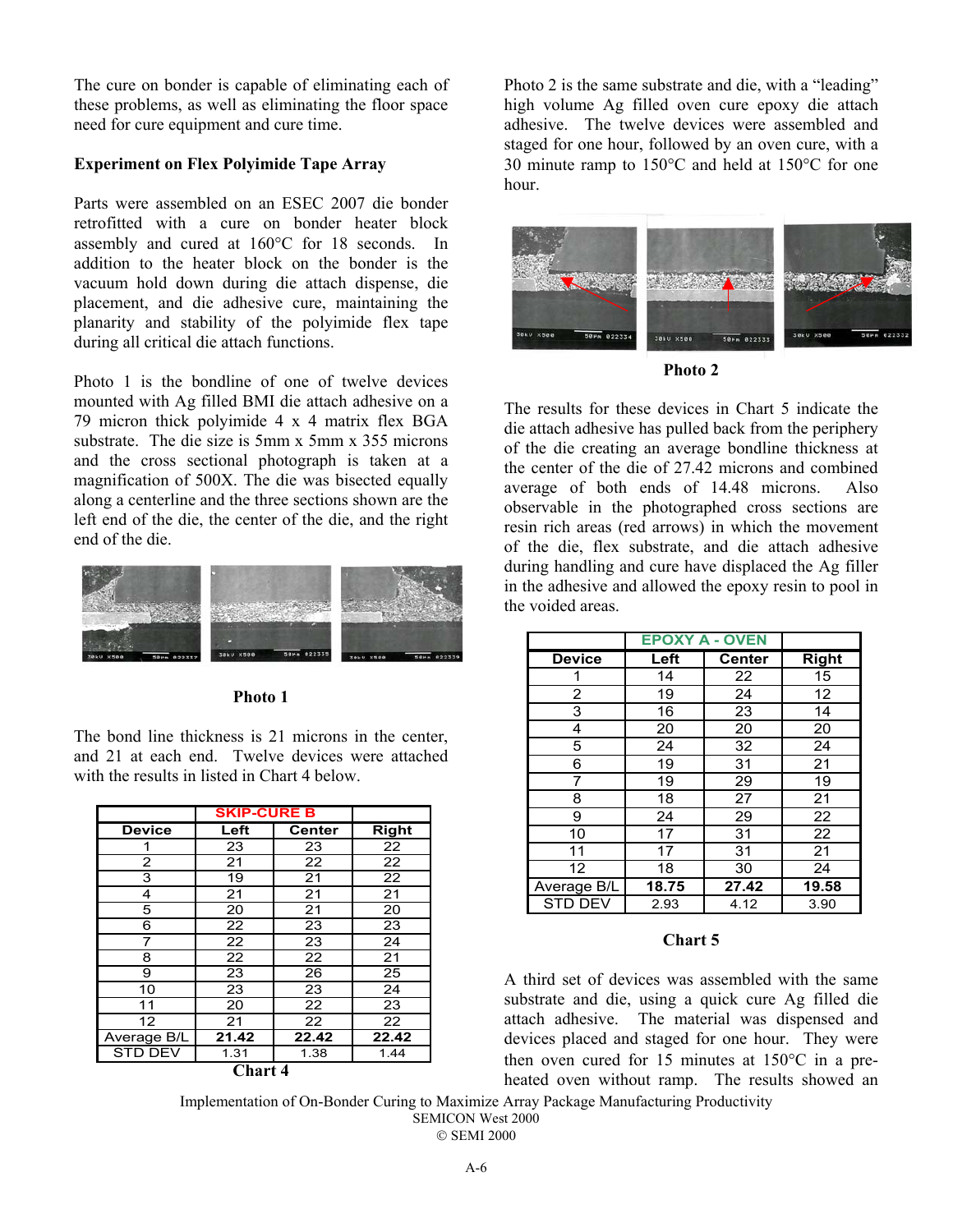The cure on bonder is capable of eliminating each of these problems, as well as eliminating the floor space need for cure equipment and cure time.

**Experiment on Flex Polyimide Tape Array**

Parts were assembled on an ESEC 2007 die bonder retrofitted with a cure on bonder heater block assembly and cured at 160°C for 18 seconds. In addition to the heater block on the bonder is the vacuum hold down during die attach dispense, die placement, and die adhesive cure, maintaining the planarity and stability of the polyimide flex tape during all critical die attach functions.

Photo 1 is the bondline of one of twelve devices mounted with Ag filled BMI die attach adhesive on a 79 micron thick polyimide 4 x 4 matrix flex BGA substrate. The die size is 5mm x 5mm x 355 microns and the cross sectional photograph is taken at a magnification of 500X. The die was bisected equally along a centerline and the three sections shown are the left end of the die, the center of the die, and the right end of the die.

**Photo 1**

The bond line thickness is 21 microns in the center, and 21 at each end. Twelve devices were attached with the results in listed in Chart 4 below.

| | SKIP-CURE B | | |
|---|---|---|---|
| Device | Left | Center | Right |
| 1 | 23 | 23 | 22 |
| 2 | 21 | 22 | 22 |
| 3 | 19 | 21 | 22 |
| 4 | 21 | 21 | 21 |
| 5 | 20 | 21 | 20 |
| 6 | 22 | 23 | 23 |
| 7 | 22 | 23 | 24 |
| 8 | 22 | 22 | 21 |
| 9 | 23 | 26 | 25 |
| 10 | 23 | 23 | 24 |
| 11 | 20 | 22 | 23 |
| 12 | 21 | 22 | 22 |
| Average B/L | **21.42** | **22.42** | **22.42** |
| STD DEV | 1.31 | 1.38 | 1.44 |

**Chart 4**

Photo 2 is the same substrate and die, with a "leading" high volume Ag filled oven cure epoxy die attach adhesive. The twelve devices were assembled and staged for one hour, followed by an oven cure, with a 30 minute ramp to 150°C and held at 150°C for one hour.

**Photo 2**

The results for these devices in Chart 5 indicate the die attach adhesive has pulled back from the periphery of the die creating an average bondline thickness at the center of the die of 27.42 microns and combined average of both ends of 14.48 microns. Also observable in the photographed cross sections are resin rich areas (red arrows) in which the movement of the die, flex substrate, and die attach adhesive during handling and cure have displaced the Ag filler in the adhesive and allowed the epoxy resin to pool in the voided areas.

| | EPOXY A - OVEN | | |
|---|---|---|---|
| Device | Left | Center | Right |
| 1 | 14 | 22 | 15 |
| 2 | 19 | 24 | 12 |
| 3 | 16 | 23 | 14 |
| 4 | 20 | 20 | 20 |
| 5 | 24 | 32 | 24 |
| 6 | 19 | 31 | 21 |
| 7 | 19 | 29 | 19 |
| 8 | 18 | 27 | 21 |
| 9 | 24 | 29 | 22 |
| 10 | 17 | 31 | 22 |
| 11 | 17 | 31 | 21 |
| 12 | 18 | 30 | 24 |
| Average B/L | **18.75** | **27.42** | **19.58** |
| STD DEV | 2.93 | 4.12 | 3.90 |

**Chart 5**

A third set of devices was assembled with the same substrate and die, using a quick cure Ag filled die attach adhesive. The material was dispensed and devices placed and staged for one hour. They were then oven cured for 15 minutes at 150°C in a pre-heated oven without ramp. The results showed an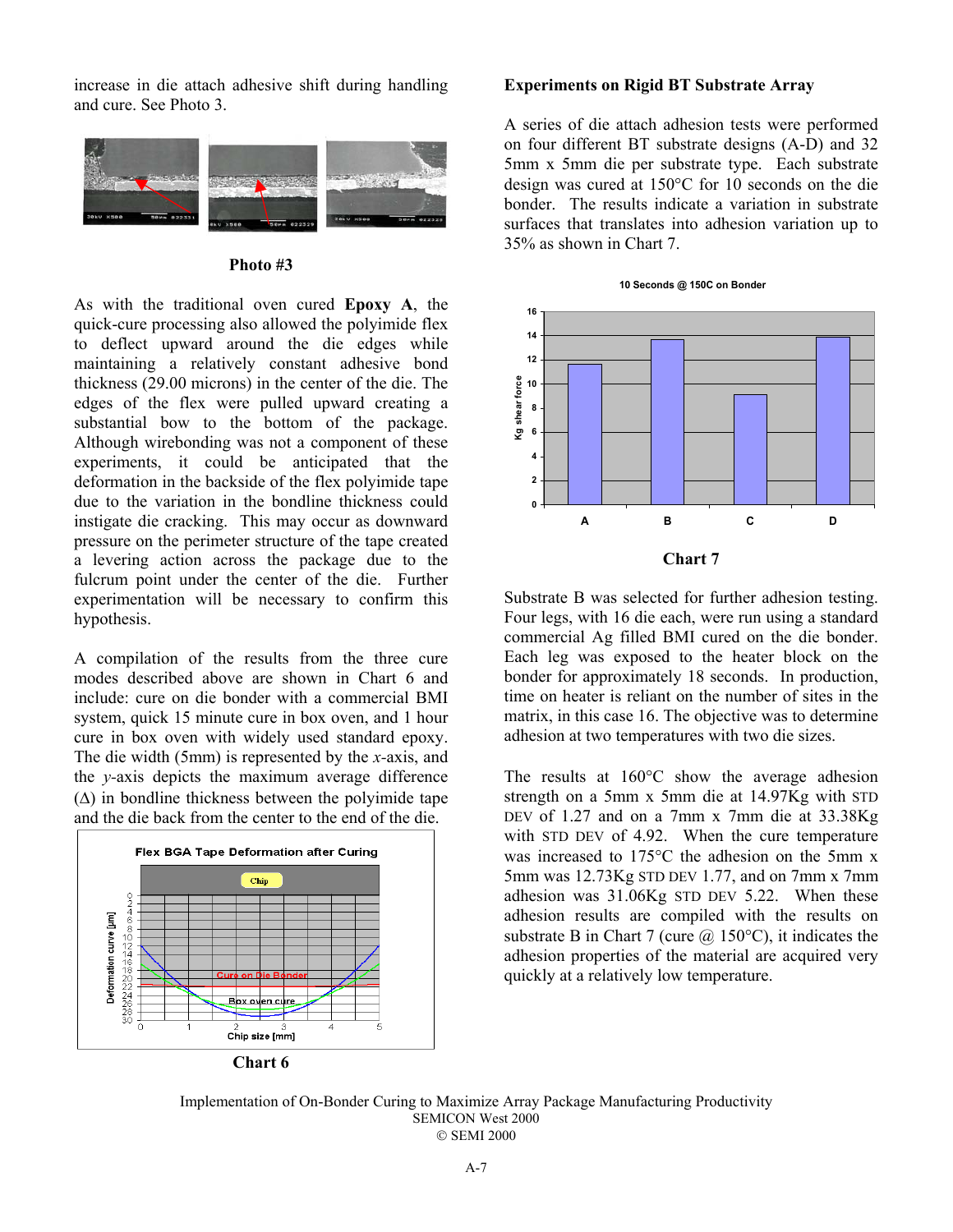increase in die attach adhesive shift during handling and cure. See Photo 3.

Photo #3

As with the traditional oven cured **Epoxy A**, the quick-cure processing also allowed the polyimide flex to deflect upward around the die edges while maintaining a relatively constant adhesive bond thickness (29.00 microns) in the center of the die. The edges of the flex were pulled upward creating a substantial bow to the bottom of the package. Although wirebonding was not a component of these experiments, it could be anticipated that the deformation in the backside of the flex polyimide tape due to the variation in the bondline thickness could instigate die cracking. This may occur as downward pressure on the perimeter structure of the tape created a levering action across the package due to the fulcrum point under the center of the die. Further experimentation will be necessary to confirm this hypothesis.

A compilation of the results from the three cure modes described above are shown in Chart 6 and include: cure on die bonder with a commercial BMI system, quick 15 minute cure in box oven, and 1 hour cure in box oven with widely used standard epoxy. The die width (5mm) is represented by the *x*-axis, and the *y*-axis depicts the maximum average difference ($\Delta$) in bondline thickness between the polyimide tape and the die back from the center to the end of the die.

Chart 6

### Experiments on Rigid BT Substrate Array

A series of die attach adhesion tests were performed on four different BT substrate designs (A-D) and 32 5mm x 5mm die per substrate type. Each substrate design was cured at 150°C for 10 seconds on the die bonder. The results indicate a variation in substrate surfaces that translates into adhesion variation up to 35% as shown in Chart 7.

Chart 7

Substrate B was selected for further adhesion testing. Four legs, with 16 die each, were run using a standard commercial Ag filled BMI cured on the die bonder. Each leg was exposed to the heater block on the bonder for approximately 18 seconds. In production, time on heater is reliant on the number of sites in the matrix, in this case 16. The objective was to determine adhesion at two temperatures with two die sizes.

The results at 160°C show the average adhesion strength on a 5mm x 5mm die at 14.97Kg with STD DEV of 1.27 and on a 7mm x 7mm die at 33.38Kg with STD DEV of 4.92. When the cure temperature was increased to 175°C the adhesion on the 5mm x 5mm was 12.73Kg STD DEV 1.77, and on 7mm x 7mm adhesion was 31.06Kg STD DEV 5.22. When these adhesion results are compiled with the results on substrate B in Chart 7 (cure @ 150°C), it indicates the adhesion properties of the material are acquired very quickly at a relatively low temperature.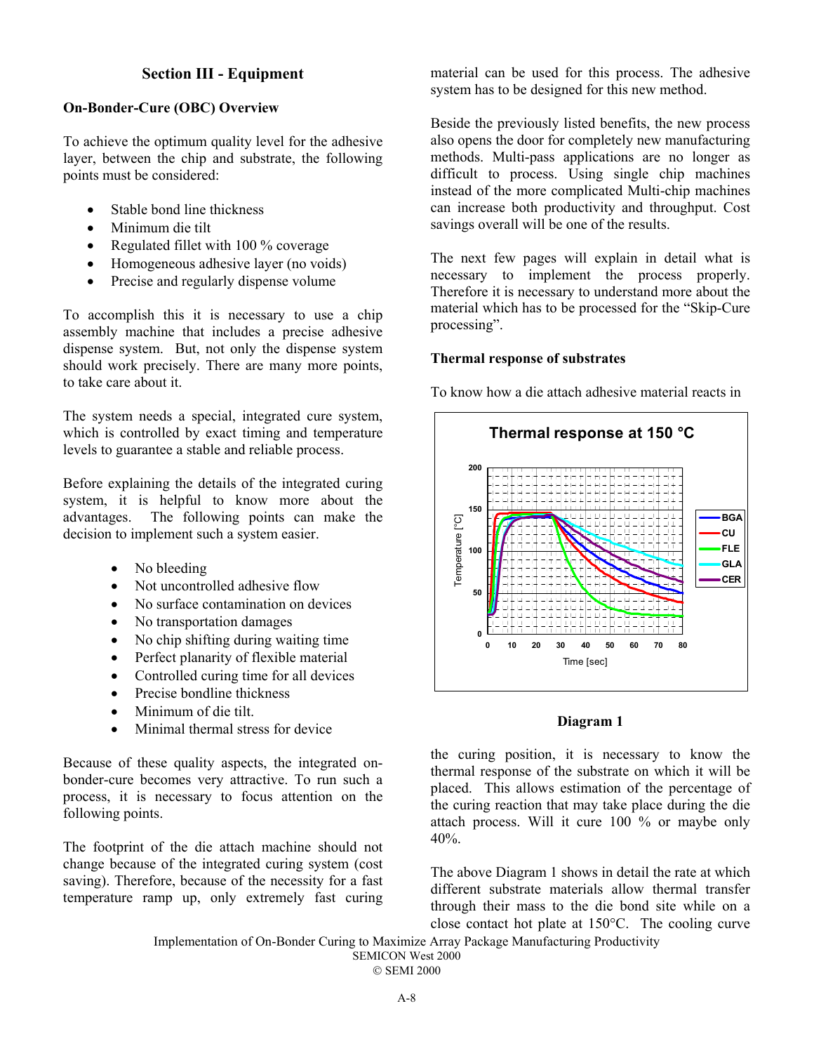## Section III - Equipment

### On-Bonder-Cure (OBC) Overview

To achieve the optimum quality level for the adhesive layer, between the chip and substrate, the following points must be considered:

- Stable bond line thickness
- Minimum die tilt
- Regulated fillet with 100 % coverage
- Homogeneous adhesive layer (no voids)
- Precise and regularly dispense volume

To accomplish this it is necessary to use a chip assembly machine that includes a precise adhesive dispense system. But, not only the dispense system should work precisely. There are many more points, to take care about it.

The system needs a special, integrated cure system, which is controlled by exact timing and temperature levels to guarantee a stable and reliable process.

Before explaining the details of the integrated curing system, it is helpful to know more about the advantages. The following points can make the decision to implement such a system easier.

- No bleeding
- Not uncontrolled adhesive flow
- No surface contamination on devices
- No transportation damages
- No chip shifting during waiting time
- Perfect planarity of flexible material
- Controlled curing time for all devices
- Precise bondline thickness
- Minimum of die tilt.
- Minimal thermal stress for device

Because of these quality aspects, the integrated on-bonder-cure becomes very attractive. To run such a process, it is necessary to focus attention on the following points.

The footprint of the die attach machine should not change because of the integrated curing system (cost saving). Therefore, because of the necessity for a fast temperature ramp up, only extremely fast curing material can be used for this process. The adhesive system has to be designed for this new method.

Beside the previously listed benefits, the new process also opens the door for completely new manufacturing methods. Multi-pass applications are no longer as difficult to process. Using single chip machines instead of the more complicated Multi-chip machines can increase both productivity and throughput. Cost savings overall will be one of the results.

The next few pages will explain in detail what is necessary to implement the process properly. Therefore it is necessary to understand more about the material which has to be processed for the "Skip-Cure processing".

### Thermal response of substrates

To know how a die attach adhesive material reacts in the curing position, it is necessary to know the thermal response of the substrate on which it will be placed. This allows estimation of the percentage of the curing reaction that may take place during the die attach process. Will it cure 100 % or maybe only 40%.

**Diagram 1**

The above Diagram 1 shows in detail the rate at which different substrate materials allow thermal transfer through their mass to the die bond site while on a close contact hot plate at 150°C. The cooling curve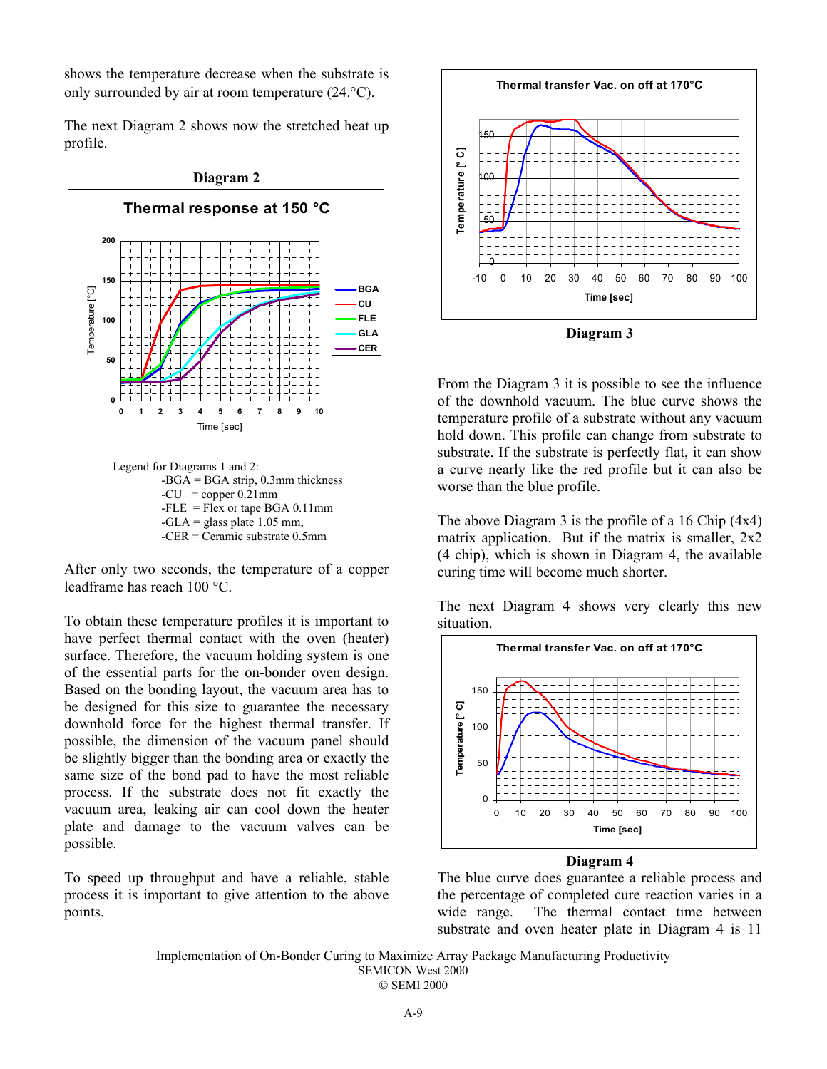shows the temperature decrease when the substrate is only surrounded by air at room temperature (24.°C).

The next Diagram 2 shows now the stretched heat up profile.

**Diagram 2**

Legend for Diagrams 1 and 2:
- -BGA = BGA strip, 0.3mm thickness
- -CU = copper 0.21mm
- -FLE = Flex or tape BGA 0.11mm
- -GLA = glass plate 1.05 mm,
- -CER = Ceramic substrate 0.5mm

After only two seconds, the temperature of a copper leadframe has reach 100 °C.

To obtain these temperature profiles it is important to have perfect thermal contact with the oven (heater) surface. Therefore, the vacuum holding system is one of the essential parts for the on-bonder oven design. Based on the bonding layout, the vacuum area has to be designed for this size to guarantee the necessary downhold force for the highest thermal transfer. If possible, the dimension of the vacuum panel should be slightly bigger than the bonding area or exactly the same size of the bond pad to have the most reliable process. If the substrate does not fit exactly the vacuum area, leaking air can cool down the heater plate and damage to the vacuum valves can be possible.

To speed up throughput and have a reliable, stable process it is important to give attention to the above points.

**Diagram 3**

From the Diagram 3 it is possible to see the influence of the downhold vacuum. The blue curve shows the temperature profile of a substrate without any vacuum hold down. This profile can change from substrate to substrate. If the substrate is perfectly flat, it can show a curve nearly like the red profile but it can also be worse than the blue profile.

The above Diagram 3 is the profile of a 16 Chip (4x4) matrix application. But if the matrix is smaller, 2x2 (4 chip), which is shown in Diagram 4, the available curing time will become much shorter.

The next Diagram 4 shows very clearly this new situation.

**Diagram 4**

The blue curve does guarantee a reliable process and the percentage of completed cure reaction varies in a wide range. The thermal contact time between substrate and oven heater plate in Diagram 4 is 11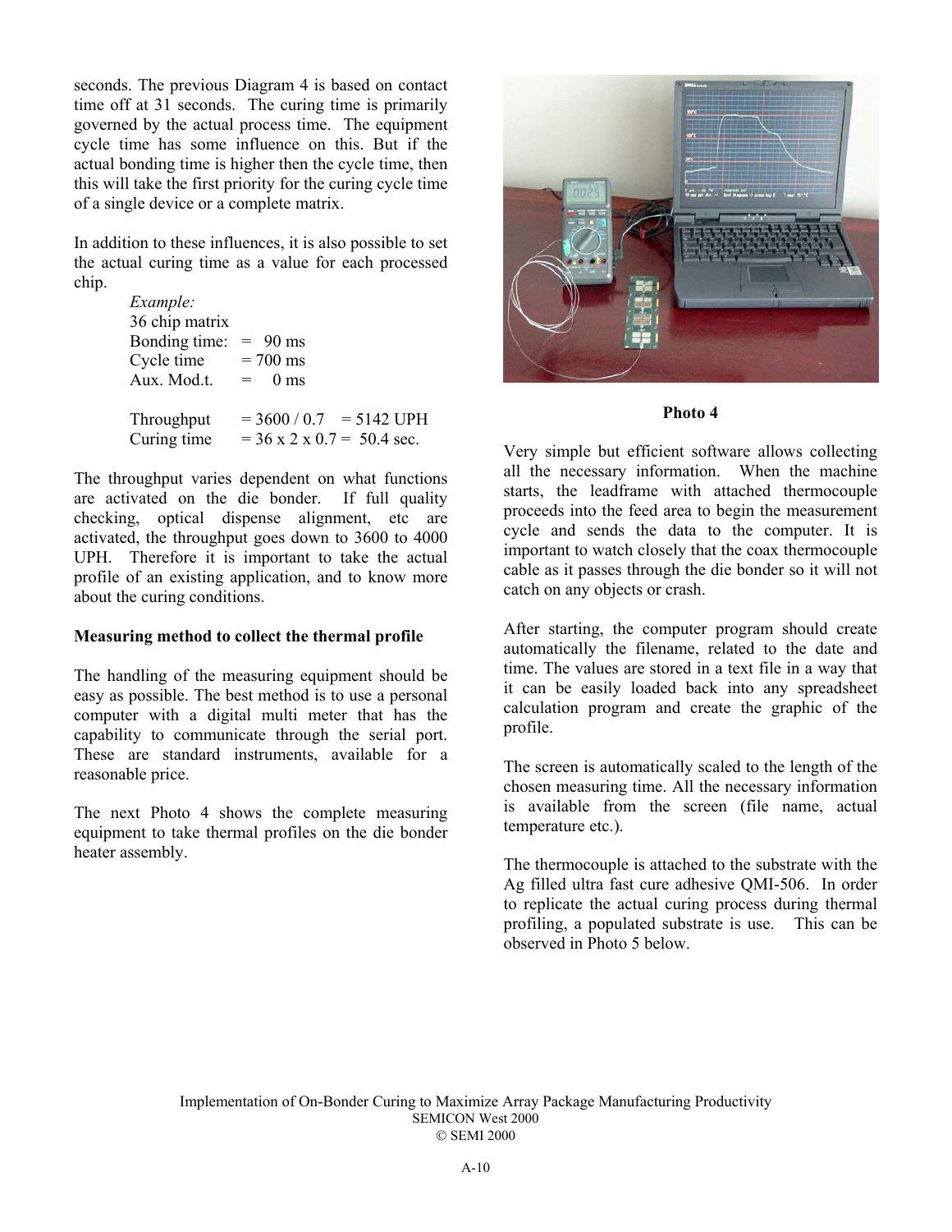seconds. The previous Diagram 4 is based on contact time off at 31 seconds. The curing time is primarily governed by the actual process time. The equipment cycle time has some influence on this. But if the actual bonding time is higher then the cycle time, then this will take the first priority for the curing cycle time of a single device or a complete matrix.

In addition to these influences, it is also possible to set the actual curing time as a value for each processed chip.

*Example:*
36 chip matrix
Bonding time: = 90 ms
Cycle time = 700 ms
Aux. Mod.t. = 0 ms

Throughput = 3600 / 0.7 = 5142 UPH
Curing time = 36 x 2 x 0.7 = 50.4 sec.

The throughput varies dependent on what functions are activated on the die bonder. If full quality checking, optical dispense alignment, etc are activated, the throughput goes down to 3600 to 4000 UPH. Therefore it is important to take the actual profile of an existing application, and to know more about the curing conditions.

**Measuring method to collect the thermal profile**

The handling of the measuring equipment should be easy as possible. The best method is to use a personal computer with a digital multi meter that has the capability to communicate through the serial port. These are standard instruments, available for a reasonable price.

The next Photo 4 shows the complete measuring equipment to take thermal profiles on the die bonder heater assembly.

**Photo 4**

Very simple but efficient software allows collecting all the necessary information. When the machine starts, the leadframe with attached thermocouple proceeds into the feed area to begin the measurement cycle and sends the data to the computer. It is important to watch closely that the coax thermocouple cable as it passes through the die bonder so it will not catch on any objects or crash.

After starting, the computer program should create automatically the filename, related to the date and time. The values are stored in a text file in a way that it can be easily loaded back into any spreadsheet calculation program and create the graphic of the profile.

The screen is automatically scaled to the length of the chosen measuring time. All the necessary information is available from the screen (file name, actual temperature etc.).

The thermocouple is attached to the substrate with the Ag filled ultra fast cure adhesive QMI-506. In order to replicate the actual curing process during thermal profiling, a populated substrate is use. This can be observed in Photo 5 below.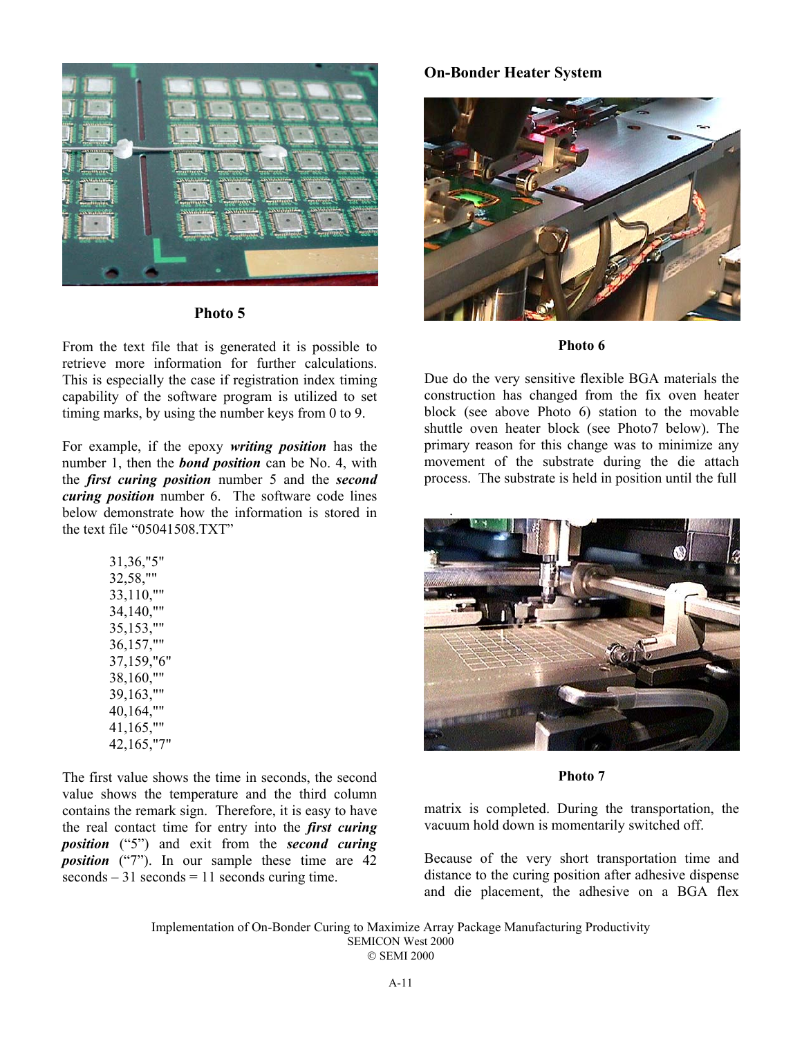Photo 5

From the text file that is generated it is possible to retrieve more information for further calculations. This is especially the case if registration index timing capability of the software program is utilized to set timing marks, by using the number keys from 0 to 9.

For example, if the epoxy ***writing position*** has the number 1, then the ***bond position*** can be No. 4, with the ***first curing position*** number 5 and the ***second curing position*** number 6. The software code lines below demonstrate how the information is stored in the text file "05041508.TXT"

```
31,36,"5"
32,58,""
33,110,""
34,140,""
35,153,""
36,157,""
37,159,"6"
38,160,""
39,163,""
40,164,""
41,165,""
42,165,"7"
```

The first value shows the time in seconds, the second value shows the temperature and the third column contains the remark sign. Therefore, it is easy to have the real contact time for entry into the ***first curing position*** ("5") and exit from the ***second curing position*** ("7"). In our sample these time are 42 seconds – 31 seconds = 11 seconds curing time.

## On-Bonder Heater System

Photo 6

Due do the very sensitive flexible BGA materials the construction has changed from the fix oven heater block (see above Photo 6) station to the movable shuttle oven heater block (see Photo7 below). The primary reason for this change was to minimize any movement of the substrate during the die attach process. The substrate is held in position until the full matrix is completed. During the transportation, the vacuum hold down is momentarily switched off.

Photo 7

Because of the very short transportation time and distance to the curing position after adhesive dispense and die placement, the adhesive on a BGA flex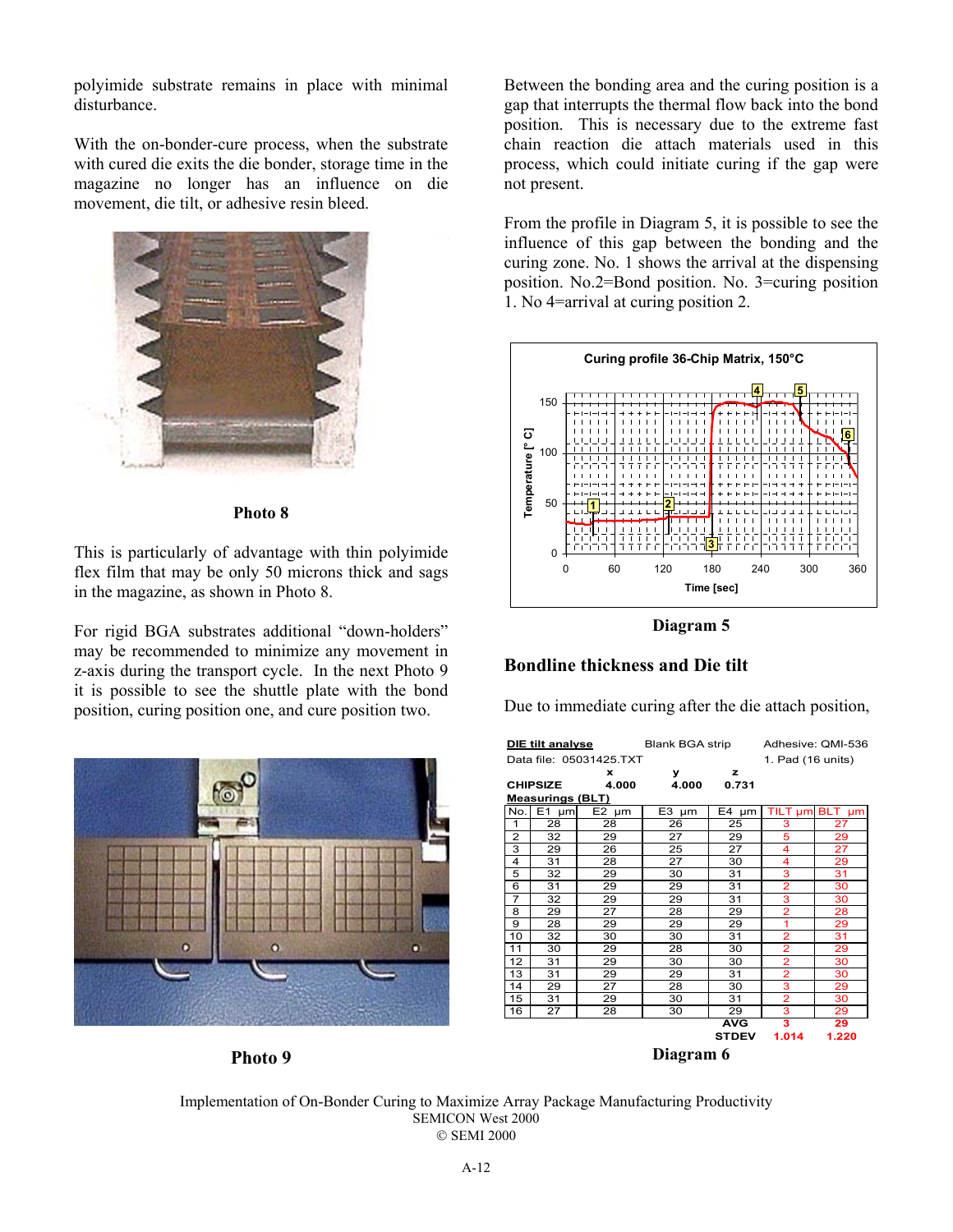polyimide substrate remains in place with minimal disturbance.

With the on-bonder-cure process, when the substrate with cured die exits the die bonder, storage time in the magazine no longer has an influence on die movement, die tilt, or adhesive resin bleed.

Photo 8

This is particularly of advantage with thin polyimide flex film that may be only 50 microns thick and sags in the magazine, as shown in Photo 8.

For rigid BGA substrates additional "down-holders" may be recommended to minimize any movement in z-axis during the transport cycle. In the next Photo 9 it is possible to see the shuttle plate with the bond position, curing position one, and cure position two.

Photo 9

Between the bonding area and the curing position is a gap that interrupts the thermal flow back into the bond position. This is necessary due to the extreme fast chain reaction die attach materials used in this process, which could initiate curing if the gap were not present.

From the profile in Diagram 5, it is possible to see the influence of this gap between the bonding and the curing zone. No. 1 shows the arrival at the dispensing position. No.2=Bond position. No. 3=curing position 1. No 4=arrival at curing position 2.

Diagram 5

## Bondline thickness and Die tilt

Due to immediate curing after the die attach position,

**DIE tilt analyse** Blank BGA strip Adhesive: QMI-536
Data file: 05031425.TXT 1. Pad (16 units)

| | x | y | z |
|---|---|---|---|
| **CHIPSIZE** | 4.000 | 4.000 | 0.731 |

**Measurings (BLT)**

| No. | E1 µm | E2 µm | E3 µm | E4 µm | TILT µm | BLT µm |
|---|---|---|---|---|---|---|
| 1 | 28 | 28 | 26 | 25 | 3 | 27 |
| 2 | 32 | 29 | 27 | 29 | 5 | 29 |
| 3 | 29 | 26 | 25 | 27 | 4 | 27 |
| 4 | 31 | 28 | 27 | 30 | 4 | 29 |
| 5 | 32 | 29 | 30 | 31 | 3 | 31 |
| 6 | 31 | 29 | 29 | 31 | 2 | 30 |
| 7 | 32 | 29 | 29 | 31 | 3 | 30 |
| 8 | 29 | 27 | 28 | 29 | 2 | 28 |
| 9 | 28 | 29 | 29 | 29 | 1 | 29 |
| 10 | 32 | 30 | 30 | 31 | 2 | 31 |
| 11 | 30 | 29 | 28 | 30 | 2 | 29 |
| 12 | 31 | 29 | 30 | 30 | 2 | 30 |
| 13 | 31 | 29 | 29 | 31 | 2 | 30 |
| 14 | 29 | 27 | 28 | 30 | 3 | 29 |
| 15 | 31 | 29 | 30 | 31 | 2 | 30 |
| 16 | 27 | 28 | 30 | 29 | 3 | 29 |
| | | | | AVG | 3 | 29 |
| | | | | STDEV | 1.014 | 1.220 |

Diagram 6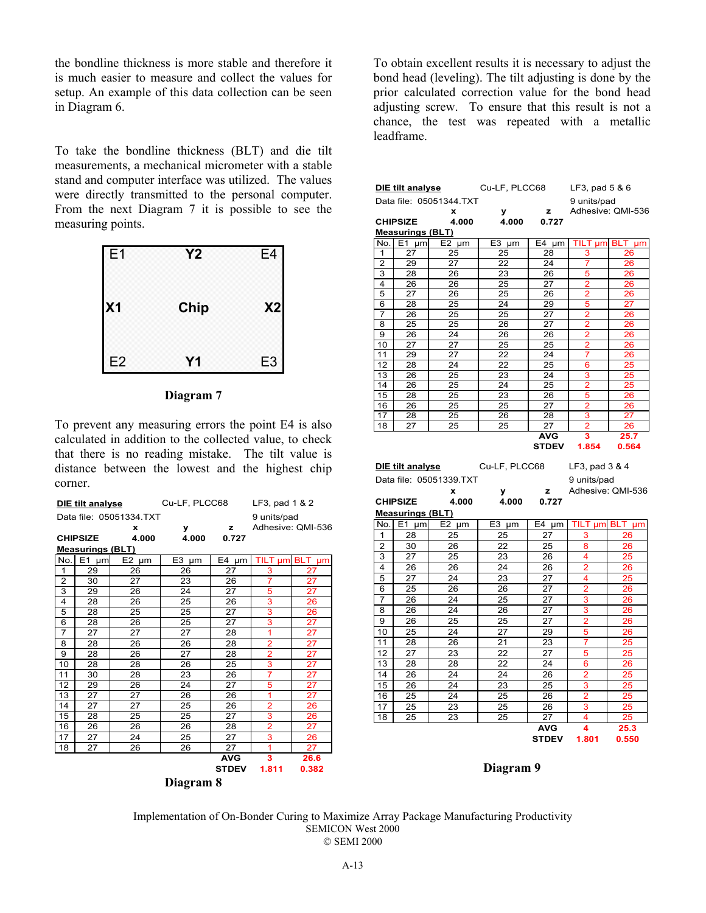the bondline thickness is more stable and therefore it is much easier to measure and collect the values for setup. An example of this data collection can be seen in Diagram 6.

To take the bondline thickness (BLT) and die tilt measurements, a mechanical micrometer with a stable stand and computer interface was utilized. The values were directly transmitted to the personal computer. From the next Diagram 7 it is possible to see the measuring points.

| E1 | Y2 | E4 |
|---|---|---|
| X1 | Chip | X2 |
| E2 | Y1 | E3 |

**Diagram 7**

To prevent any measuring errors the point E4 is also calculated in addition to the collected value, to check that there is no reading mistake. The tilt value is distance between the lowest and the highest chip corner.

**DIE tilt analyse** — Cu-LF, PLCC68 — LF3, pad 1 & 2

Data file: 05051334.TXT — 9 units/pad — Adhesive: QMI-536

| | x | y | z |
|---|---|---|---|
| CHIPSIZE | 4.000 | 4.000 | 0.727 |

**Measurings (BLT)**

| No. | E1 µm | E2 µm | E3 µm | E4 µm | TILT µm | BLT µm |
|---|---|---|---|---|---|---|
| 1 | 29 | 26 | 26 | 27 | 3 | 27 |
| 2 | 30 | 27 | 23 | 26 | 7 | 27 |
| 3 | 29 | 26 | 24 | 27 | 5 | 27 |
| 4 | 28 | 26 | 25 | 26 | 3 | 26 |
| 5 | 28 | 25 | 25 | 27 | 3 | 26 |
| 6 | 28 | 26 | 25 | 27 | 3 | 27 |
| 7 | 27 | 27 | 27 | 28 | 1 | 27 |
| 8 | 28 | 26 | 26 | 28 | 2 | 27 |
| 9 | 28 | 26 | 27 | 28 | 2 | 27 |
| 10 | 28 | 28 | 26 | 25 | 3 | 27 |
| 11 | 30 | 28 | 23 | 26 | 7 | 27 |
| 12 | 29 | 26 | 24 | 27 | 5 | 27 |
| 13 | 27 | 27 | 26 | 26 | 1 | 27 |
| 14 | 27 | 27 | 25 | 26 | 2 | 26 |
| 15 | 28 | 25 | 25 | 27 | 3 | 26 |
| 16 | 26 | 26 | 26 | 28 | 2 | 27 |
| 17 | 27 | 24 | 25 | 27 | 3 | 26 |
| 18 | 27 | 26 | 26 | 27 | 1 | 27 |
| | | | | AVG | 3 | 26.6 |
| | | | | STDEV | 1.811 | 0.382 |

**Diagram 8**

To obtain excellent results it is necessary to adjust the bond head (leveling). The tilt adjusting is done by the prior calculated correction value for the bond head adjusting screw. To ensure that this result is not a chance, the test was repeated with a metallic leadframe.

**DIE tilt analyse** — Cu-LF, PLCC68 — LF3, pad 5 & 6

Data file: 05051344.TXT — 9 units/pad — Adhesive: QMI-536

| | x | y | z |
|---|---|---|---|
| CHIPSIZE | 4.000 | 4.000 | 0.727 |

**Measurings (BLT)**

| No. | E1 µm | E2 µm | E3 µm | E4 µm | TILT µm | BLT µm |
|---|---|---|---|---|---|---|
| 1 | 27 | 25 | 25 | 28 | 3 | 26 |
| 2 | 29 | 27 | 22 | 24 | 7 | 26 |
| 3 | 28 | 26 | 23 | 26 | 5 | 26 |
| 4 | 26 | 26 | 25 | 27 | 2 | 26 |
| 5 | 27 | 26 | 25 | 26 | 2 | 26 |
| 6 | 28 | 25 | 24 | 29 | 5 | 27 |
| 7 | 26 | 25 | 25 | 27 | 2 | 26 |
| 8 | 25 | 25 | 26 | 27 | 2 | 26 |
| 9 | 26 | 24 | 26 | 26 | 2 | 26 |
| 10 | 27 | 27 | 25 | 25 | 2 | 26 |
| 11 | 29 | 27 | 22 | 24 | 7 | 26 |
| 12 | 28 | 24 | 22 | 25 | 6 | 25 |
| 13 | 26 | 25 | 23 | 24 | 3 | 25 |
| 14 | 26 | 25 | 24 | 25 | 2 | 25 |
| 15 | 28 | 25 | 23 | 26 | 5 | 26 |
| 16 | 26 | 25 | 25 | 27 | 2 | 26 |
| 17 | 28 | 25 | 26 | 28 | 3 | 27 |
| 18 | 27 | 25 | 25 | 27 | 2 | 26 |
| | | | | AVG | 3 | 25.7 |
| | | | | STDEV | 1.854 | 0.564 |

**DIE tilt analyse** — Cu-LF, PLCC68 — LF3, pad 3 & 4

Data file: 05051339.TXT — 9 units/pad — Adhesive: QMI-536

| | x | y | z |
|---|---|---|---|
| CHIPSIZE | 4.000 | 4.000 | 0.727 |

**Measurings (BLT)**

| No. | E1 µm | E2 µm | E3 µm | E4 µm | TILT µm | BLT µm |
|---|---|---|---|---|---|---|
| 1 | 28 | 25 | 25 | 27 | 3 | 26 |
| 2 | 30 | 26 | 22 | 25 | 8 | 26 |
| 3 | 27 | 25 | 23 | 26 | 4 | 25 |
| 4 | 26 | 26 | 24 | 26 | 2 | 26 |
| 5 | 27 | 24 | 23 | 27 | 4 | 25 |
| 6 | 25 | 26 | 26 | 27 | 2 | 26 |
| 7 | 26 | 24 | 25 | 27 | 3 | 26 |
| 8 | 26 | 24 | 26 | 27 | 3 | 26 |
| 9 | 26 | 25 | 25 | 27 | 2 | 26 |
| 10 | 25 | 24 | 27 | 29 | 5 | 26 |
| 11 | 28 | 26 | 21 | 23 | 7 | 25 |
| 12 | 27 | 23 | 22 | 27 | 5 | 25 |
| 13 | 28 | 28 | 22 | 24 | 6 | 26 |
| 14 | 26 | 24 | 24 | 26 | 2 | 25 |
| 15 | 26 | 24 | 23 | 25 | 3 | 25 |
| 16 | 25 | 24 | 25 | 26 | 2 | 25 |
| 17 | 25 | 23 | 25 | 26 | 3 | 25 |
| 18 | 25 | 23 | 25 | 27 | 4 | 25 |
| | | | | AVG | 4 | 25.3 |
| | | | | STDEV | 1.801 | 0.550 |

**Diagram 9**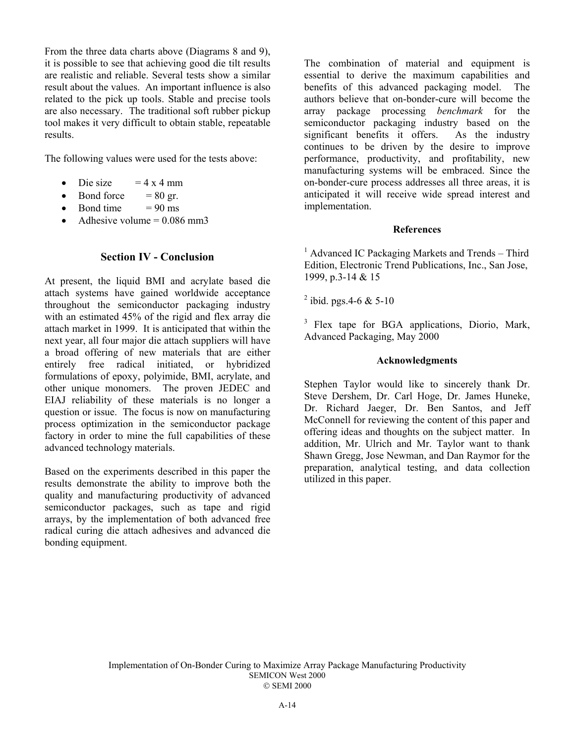From the three data charts above (Diagrams 8 and 9), it is possible to see that achieving good die tilt results are realistic and reliable. Several tests show a similar result about the values. An important influence is also related to the pick up tools. Stable and precise tools are also necessary. The traditional soft rubber pickup tool makes it very difficult to obtain stable, repeatable results.

The following values were used for the tests above:

- Die size = 4 x 4 mm
- Bond force = 80 gr.
- Bond time = 90 ms
- Adhesive volume = 0.086 mm3

## Section IV - Conclusion

At present, the liquid BMI and acrylate based die attach systems have gained worldwide acceptance throughout the semiconductor packaging industry with an estimated 45% of the rigid and flex array die attach market in 1999. It is anticipated that within the next year, all four major die attach suppliers will have a broad offering of new materials that are either entirely free radical initiated, or hybridized formulations of epoxy, polyimide, BMI, acrylate, and other unique monomers. The proven JEDEC and EIAJ reliability of these materials is no longer a question or issue. The focus is now on manufacturing process optimization in the semiconductor package factory in order to mine the full capabilities of these advanced technology materials.

Based on the experiments described in this paper the results demonstrate the ability to improve both the quality and manufacturing productivity of advanced semiconductor packages, such as tape and rigid arrays, by the implementation of both advanced free radical curing die attach adhesives and advanced die bonding equipment.

The combination of material and equipment is essential to derive the maximum capabilities and benefits of this advanced packaging model. The authors believe that on-bonder-cure will become the array package processing *benchmark* for the semiconductor packaging industry based on the significant benefits it offers. As the industry continues to be driven by the desire to improve performance, productivity, and profitability, new manufacturing systems will be embraced. Since the on-bonder-cure process addresses all three areas, it is anticipated it will receive wide spread interest and implementation.

### References

[1] Advanced IC Packaging Markets and Trends – Third Edition, Electronic Trend Publications, Inc., San Jose, 1999, p.3-14 & 15

[2] ibid. pgs.4-6 & 5-10

[3] Flex tape for BGA applications, Diorio, Mark, Advanced Packaging, May 2000

### Acknowledgments

Stephen Taylor would like to sincerely thank Dr. Steve Dershem, Dr. Carl Hoge, Dr. James Huneke, Dr. Richard Jaeger, Dr. Ben Santos, and Jeff McConnell for reviewing the content of this paper and offering ideas and thoughts on the subject matter. In addition, Mr. Ulrich and Mr. Taylor want to thank Shawn Gregg, Jose Newman, and Dan Raymor for the preparation, analytical testing, and data collection utilized in this paper.